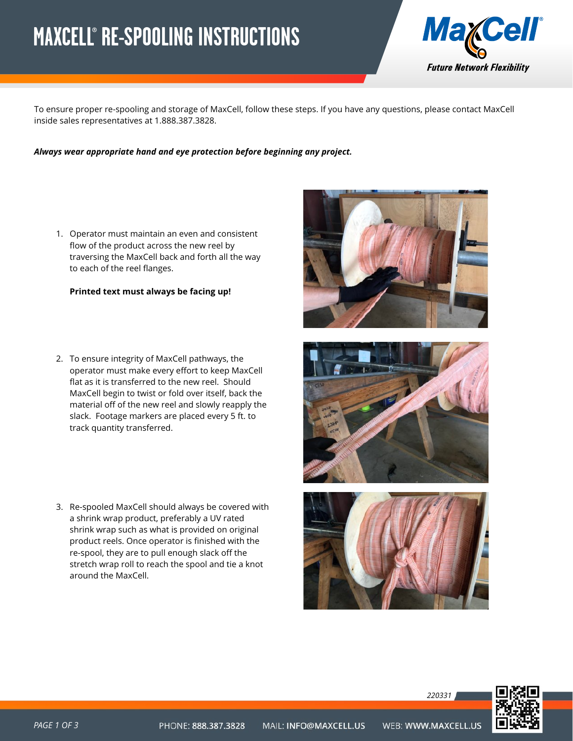# MAXCELL® RE-SPOOLING INSTRUCTIONS

To ensure proper re-spooling and storage of MaxCell, follow these steps. If you have any questions, please contact MaxCell inside sales representatives at 1.888.387.3828.

***Always wear appropriate hand and eye protection before beginning any project.***

1. Operator must maintain an even and consistent flow of the product across the new reel by traversing the MaxCell back and forth all the way to each of the reel flanges.

   **Printed text must always be facing up!**

2. To ensure integrity of MaxCell pathways, the operator must make every effort to keep MaxCell flat as it is transferred to the new reel. Should MaxCell begin to twist or fold over itself, back the material off of the new reel and slowly reapply the slack. Footage markers are placed every 5 ft. to track quantity transferred.

3. Re-spooled MaxCell should always be covered with a shrink wrap product, preferably a UV rated shrink wrap such as what is provided on original product reels. Once operator is finished with the re-spool, they are to pull enough slack off the stretch wrap roll to reach the spool and tie a knot around the MaxCell.

220331

PHONE: 888.387.3828 MAIL: INFO@MAXCELL.US WEB: WWW.MAXCELL.US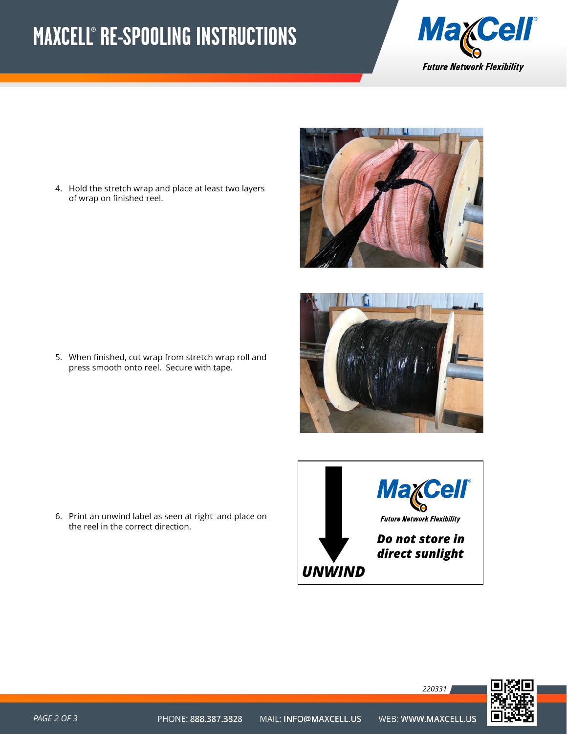# MAXCELL® RE-SPOOLING INSTRUCTIONS

4. Hold the stretch wrap and place at least two layers of wrap on finished reel.

5. When finished, cut wrap from stretch wrap roll and press smooth onto reel. Secure with tape.

6. Print an unwind label as seen at right and place on the reel in the correct direction.

220331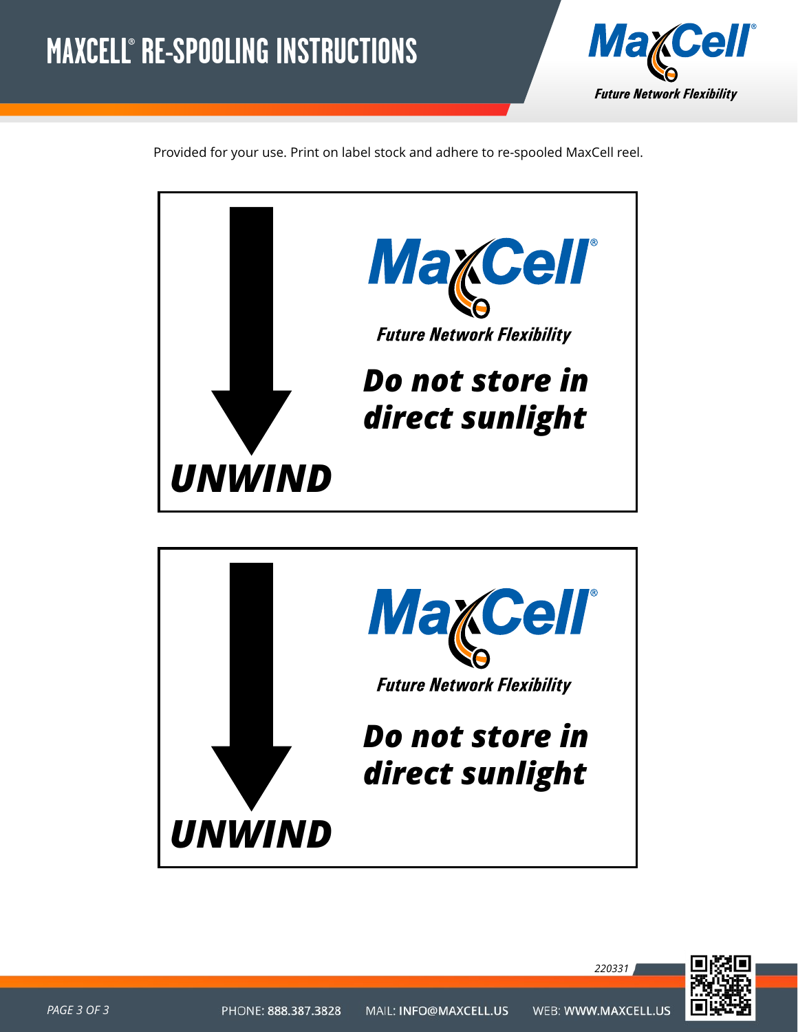# MAXCELL® RE-SPOOLING INSTRUCTIONS

Provided for your use. Print on label stock and adhere to re-spooled MaxCell reel.

MaxCell®

Future Network Flexibility

***Do not store in direct sunlight***

***UNWIND***

MaxCell®

Future Network Flexibility

***Do not store in direct sunlight***

***UNWIND***

*220331*

PHONE: **888.387.3828** MAIL: **INFO@MAXCELL.US** WEB: **WWW.MAXCELL.US**